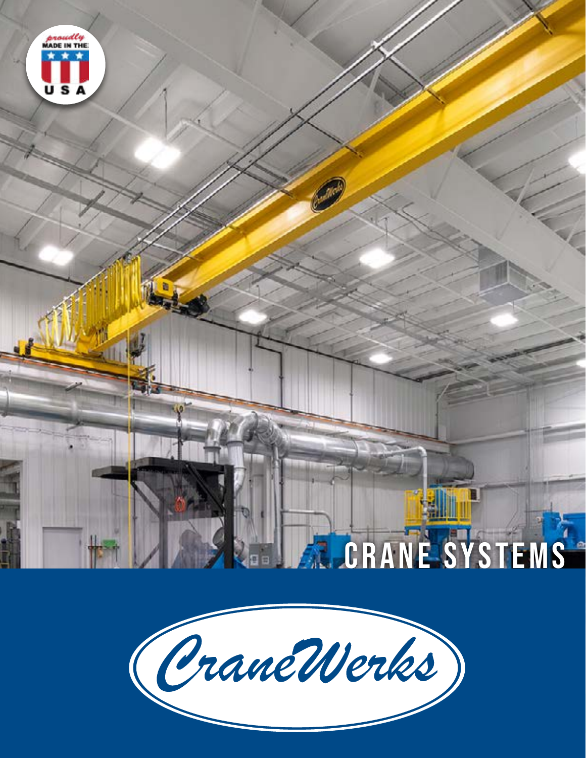proudly MADE IN THE USA

# CRANE SYSTEMS

CraneWerks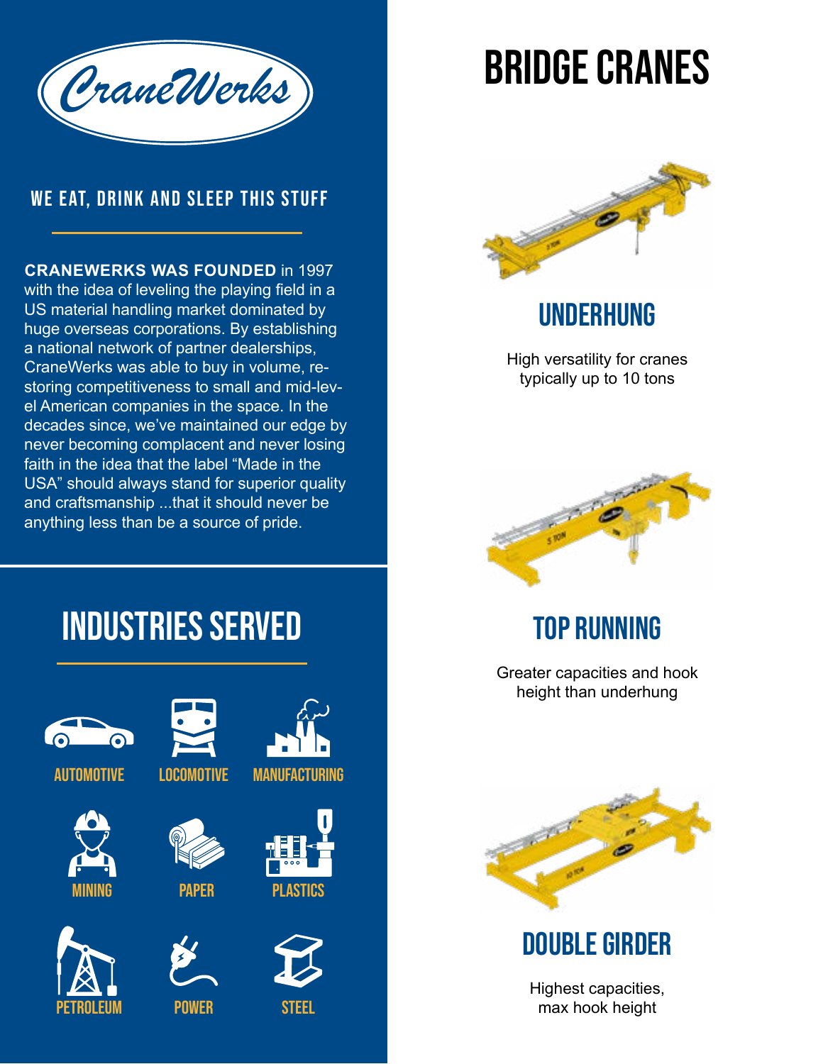CraneWerks

## WE EAT, DRINK AND SLEEP THIS STUFF

**CRANEWERKS WAS FOUNDED** in 1997 with the idea of leveling the playing field in a US material handling market dominated by huge overseas corporations. By establishing a national network of partner dealerships, CraneWerks was able to buy in volume, restoring competitiveness to small and mid-level American companies in the space. In the decades since, we've maintained our edge by never becoming complacent and never losing faith in the idea that the label "Made in the USA" should always stand for superior quality and craftsmanship ...that it should never be anything less than be a source of pride.

## INDUSTRIES SERVED

- AUTOMOTIVE
- LOCOMOTIVE
- MANUFACTURING
- MINING
- PAPER
- PLASTICS
- PETROLEUM
- POWER
- STEEL

# BRIDGE CRANES

## UNDERHUNG

High versatility for cranes typically up to 10 tons

## TOP RUNNING

Greater capacities and hook height than underhung

## DOUBLE GIRDER

Highest capacities, max hook height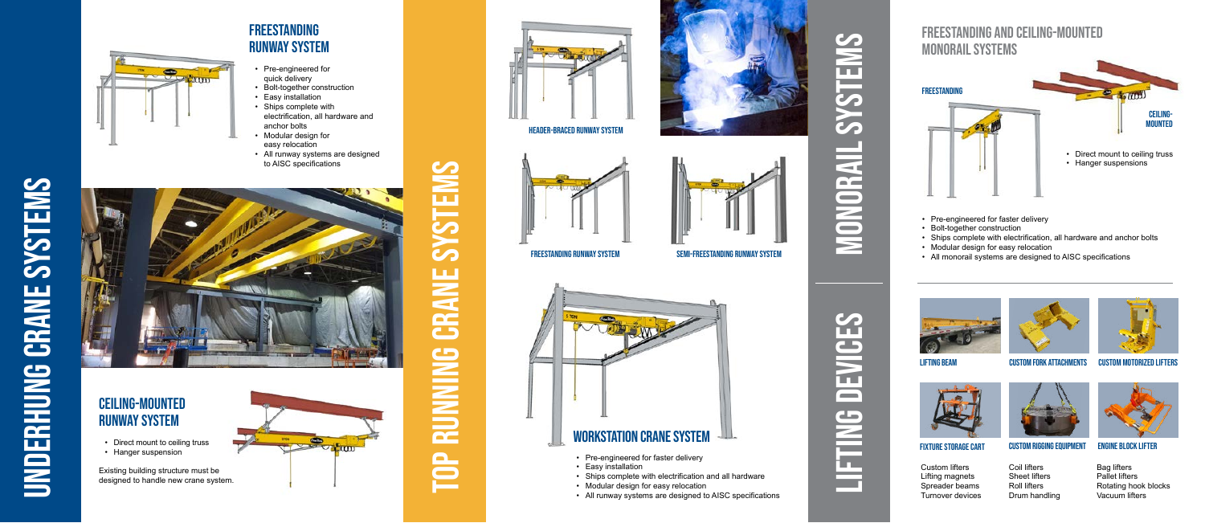# Underhung Crane Systems

## Freestanding Runway System

- Pre-engineered for quick delivery
- Bolt-together construction
- Easy installation
- Ships complete with electrification, all hardware and anchor bolts
- Modular design for easy relocation
- All runway systems are designed to AISC specifications

## Ceiling-Mounted Runway System

- Direct mount to ceiling truss
- Hanger suspension

Existing building structure must be designed to handle new crane system.

# Top Running Crane Systems

Header-Braced Runway System

Freestanding Runway System

Semi-Freestanding Runway System

## Workstation Crane System

- Pre-engineered for faster delivery
- Easy installation
- Ships complete with electrification and all hardware
- Modular design for easy relocation
- All runway systems are designed to AISC specifications

# Monorail Systems

## Freestanding and Ceiling-Mounted Monorail Systems

Freestanding

Ceiling-Mounted

- Direct mount to ceiling truss
- Hanger suspensions

- Pre-engineered for faster delivery
- Bolt-together construction
- Ships complete with electrification, all hardware and anchor bolts
- Modular design for easy relocation
- All monorail systems are designed to AISC specifications

# Lifting Devices

Lifting Beam

Custom Fork Attachments

Custom Motorized Lifters

Fixture Storage Cart

Custom Rigging Equipment

Engine Block Lifter

| | | |
|---|---|---|
| Custom lifters | Coil lifters | Bag lifters |
| Lifting magnets | Sheet lifters | Pallet lifters |
| Spreader beams | Roll lifters | Rotating hook blocks |
| Turnover devices | Drum handling | Vacuum lifters |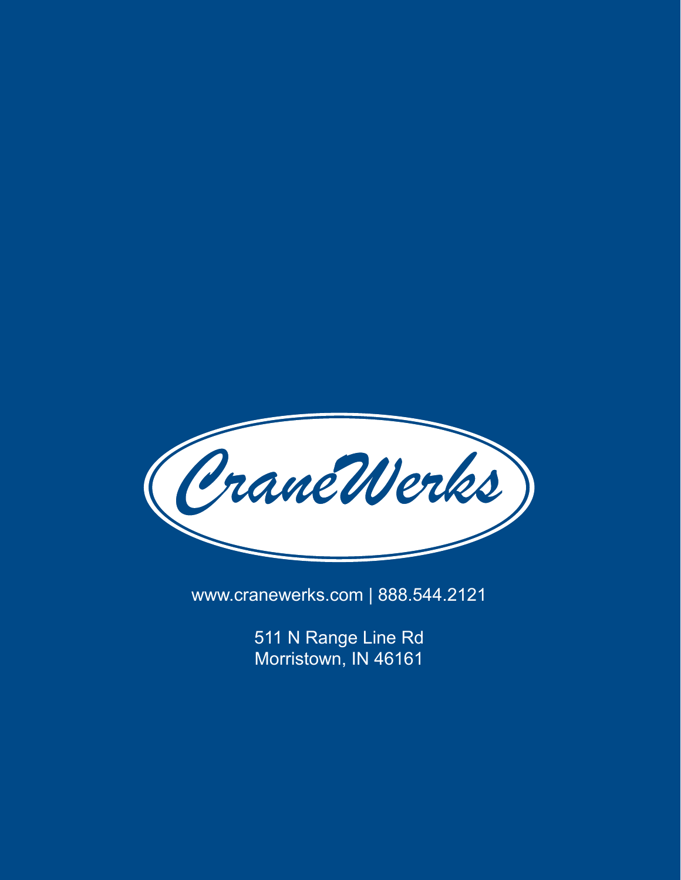CraneWerks

www.cranewerks.com | 888.544.2121

511 N Range Line Rd
Morristown, IN 46161